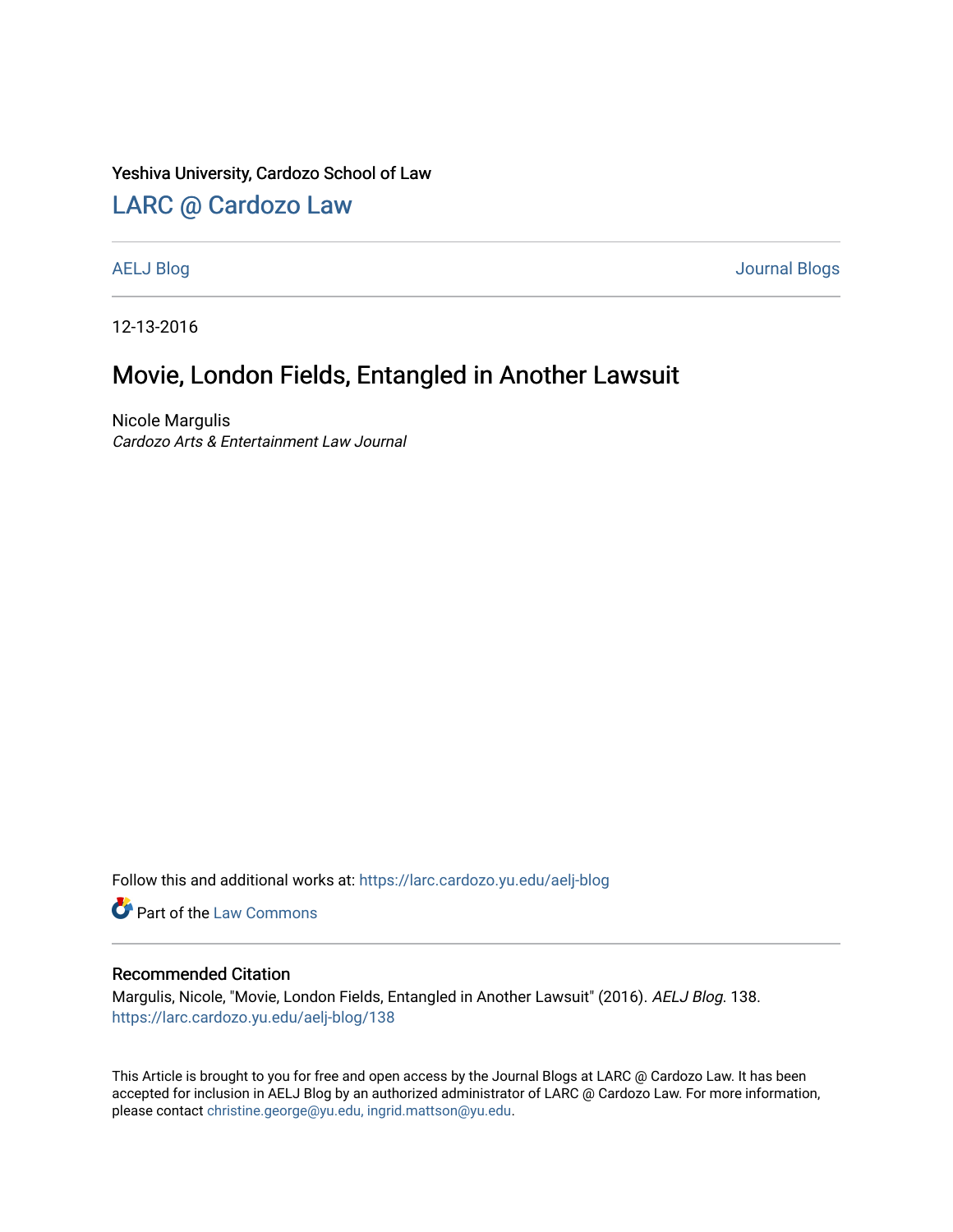Yeshiva University, Cardozo School of Law

## LARC @ Cardozo Law

AELJ Blog | Journal Blogs

12-13-2016

# Movie, London Fields, Entangled in Another Lawsuit

Nicole Margulis
*Cardozo Arts & Entertainment Law Journal*

Follow this and additional works at: https://larc.cardozo.yu.edu/aelj-blog

Part of the Law Commons

### Recommended Citation

Margulis, Nicole, "Movie, London Fields, Entangled in Another Lawsuit" (2016). *AELJ Blog*. 138.
https://larc.cardozo.yu.edu/aelj-blog/138

This Article is brought to you for free and open access by the Journal Blogs at LARC @ Cardozo Law. It has been accepted for inclusion in AELJ Blog by an authorized administrator of LARC @ Cardozo Law. For more information, please contact christine.george@yu.edu, ingrid.mattson@yu.edu.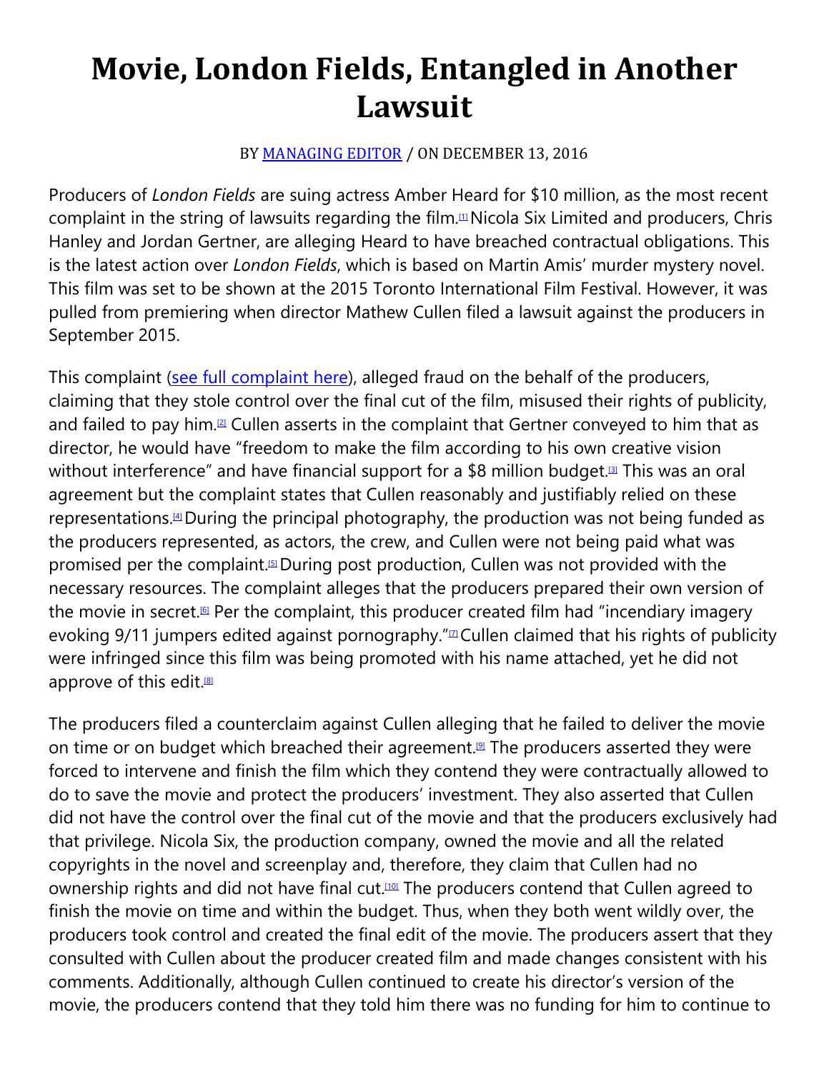# Movie, London Fields, Entangled in Another Lawsuit

BY MANAGING EDITOR / ON DECEMBER 13, 2016

Producers of *London Fields* are suing actress Amber Heard for $10 million, as the most recent complaint in the string of lawsuits regarding the film.[1] Nicola Six Limited and producers, Chris Hanley and Jordan Gertner, are alleging Heard to have breached contractual obligations. This is the latest action over *London Fields*, which is based on Martin Amis' murder mystery novel. This film was set to be shown at the 2015 Toronto International Film Festival. However, it was pulled from premiering when director Mathew Cullen filed a lawsuit against the producers in September 2015.

This complaint (see full complaint here), alleged fraud on the behalf of the producers, claiming that they stole control over the final cut of the film, misused their rights of publicity, and failed to pay him.[2] Cullen asserts in the complaint that Gertner conveyed to him that as director, he would have "freedom to make the film according to his own creative vision without interference" and have financial support for a $8 million budget.[3] This was an oral agreement but the complaint states that Cullen reasonably and justifiably relied on these representations.[4] During the principal photography, the production was not being funded as the producers represented, as actors, the crew, and Cullen were not being paid what was promised per the complaint.[5] During post production, Cullen was not provided with the necessary resources. The complaint alleges that the producers prepared their own version of the movie in secret.[6] Per the complaint, this producer created film had "incendiary imagery evoking 9/11 jumpers edited against pornography."[7] Cullen claimed that his rights of publicity were infringed since this film was being promoted with his name attached, yet he did not approve of this edit.[8]

The producers filed a counterclaim against Cullen alleging that he failed to deliver the movie on time or on budget which breached their agreement.[9] The producers asserted they were forced to intervene and finish the film which they contend they were contractually allowed to do to save the movie and protect the producers' investment. They also asserted that Cullen did not have the control over the final cut of the movie and that the producers exclusively had that privilege. Nicola Six, the production company, owned the movie and all the related copyrights in the novel and screenplay and, therefore, they claim that Cullen had no ownership rights and did not have final cut.[10] The producers contend that Cullen agreed to finish the movie on time and within the budget. Thus, when they both went wildly over, the producers took control and created the final edit of the movie. The producers assert that they consulted with Cullen about the producer created film and made changes consistent with his comments. Additionally, although Cullen continued to create his director's version of the movie, the producers contend that they told him there was no funding for him to continue to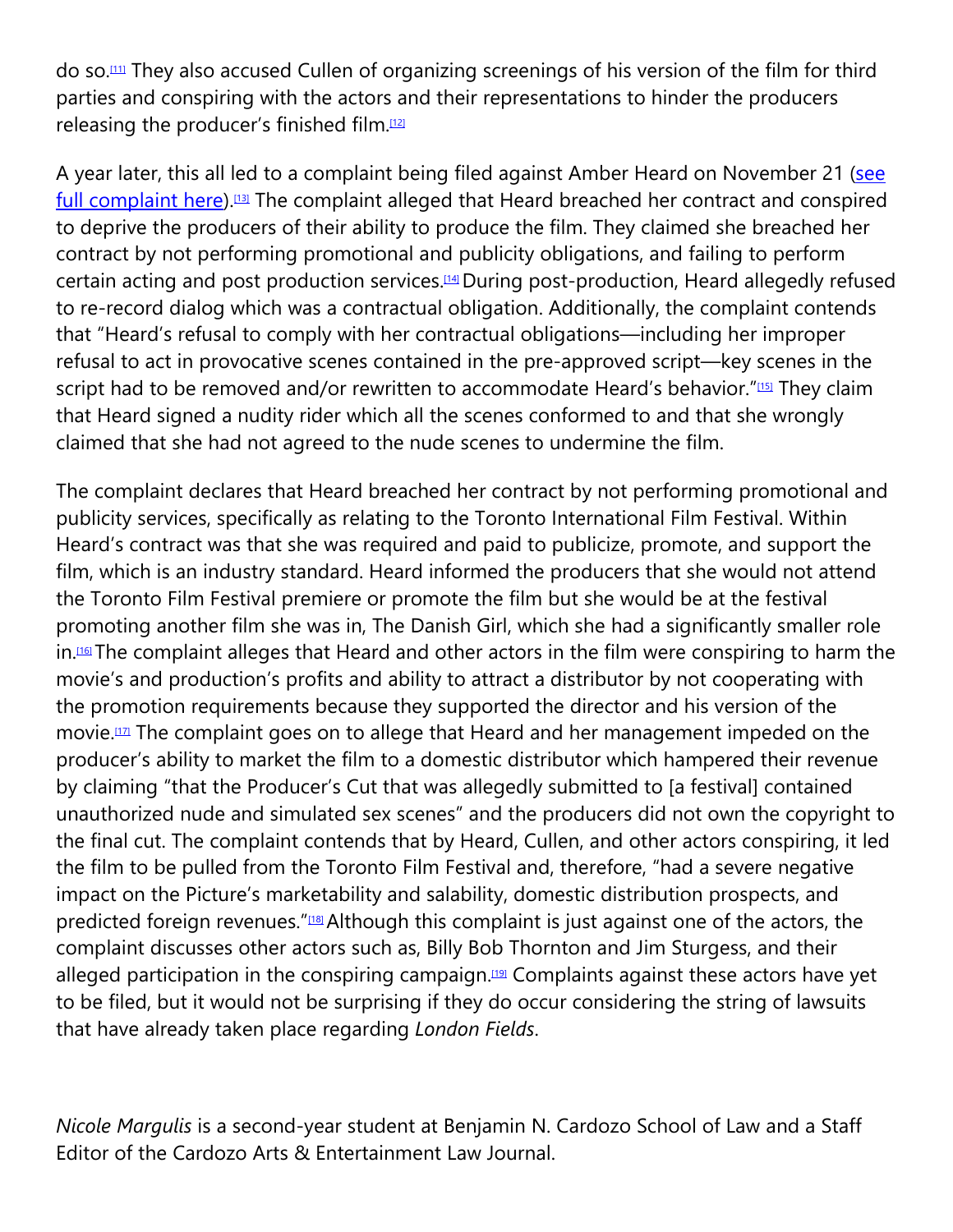do so.[11] They also accused Cullen of organizing screenings of his version of the film for third parties and conspiring with the actors and their representations to hinder the producers releasing the producer's finished film.[12]

A year later, this all led to a complaint being filed against Amber Heard on November 21 (see full complaint here).[13] The complaint alleged that Heard breached her contract and conspired to deprive the producers of their ability to produce the film. They claimed she breached her contract by not performing promotional and publicity obligations, and failing to perform certain acting and post production services.[14] During post-production, Heard allegedly refused to re-record dialog which was a contractual obligation. Additionally, the complaint contends that "Heard's refusal to comply with her contractual obligations—including her improper refusal to act in provocative scenes contained in the pre-approved script—key scenes in the script had to be removed and/or rewritten to accommodate Heard's behavior."[15] They claim that Heard signed a nudity rider which all the scenes conformed to and that she wrongly claimed that she had not agreed to the nude scenes to undermine the film.

The complaint declares that Heard breached her contract by not performing promotional and publicity services, specifically as relating to the Toronto International Film Festival. Within Heard's contract was that she was required and paid to publicize, promote, and support the film, which is an industry standard. Heard informed the producers that she would not attend the Toronto Film Festival premiere or promote the film but she would be at the festival promoting another film she was in, The Danish Girl, which she had a significantly smaller role in.[16] The complaint alleges that Heard and other actors in the film were conspiring to harm the movie's and production's profits and ability to attract a distributor by not cooperating with the promotion requirements because they supported the director and his version of the movie.[17] The complaint goes on to allege that Heard and her management impeded on the producer's ability to market the film to a domestic distributor which hampered their revenue by claiming "that the Producer's Cut that was allegedly submitted to [a festival] contained unauthorized nude and simulated sex scenes" and the producers did not own the copyright to the final cut. The complaint contends that by Heard, Cullen, and other actors conspiring, it led the film to be pulled from the Toronto Film Festival and, therefore, "had a severe negative impact on the Picture's marketability and salability, domestic distribution prospects, and predicted foreign revenues."[18] Although this complaint is just against one of the actors, the complaint discusses other actors such as, Billy Bob Thornton and Jim Sturgess, and their alleged participation in the conspiring campaign.[19] Complaints against these actors have yet to be filed, but it would not be surprising if they do occur considering the string of lawsuits that have already taken place regarding *London Fields*.

*Nicole Margulis* is a second-year student at Benjamin N. Cardozo School of Law and a Staff Editor of the Cardozo Arts & Entertainment Law Journal.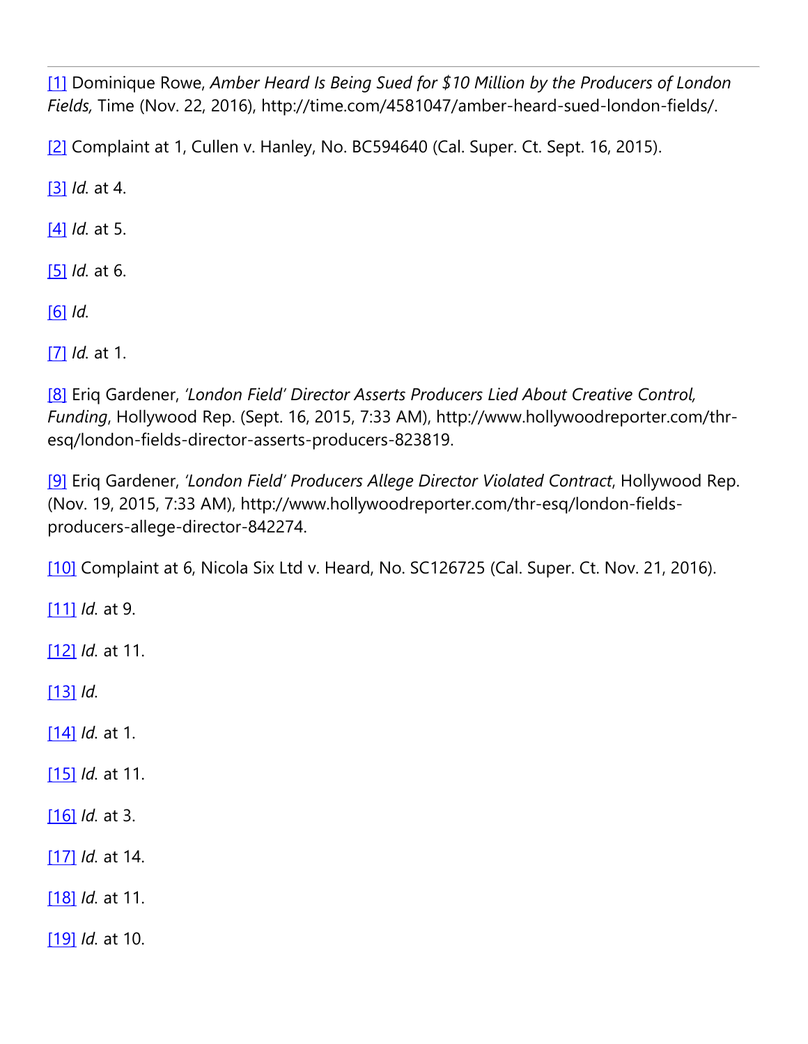---

[1] Dominique Rowe, *Amber Heard Is Being Sued for $10 Million by the Producers of London Fields,* Time (Nov. 22, 2016), http://time.com/4581047/amber-heard-sued-london-fields/.

[2] Complaint at 1, Cullen v. Hanley, No. BC594640 (Cal. Super. Ct. Sept. 16, 2015).

[3] *Id.* at 4.

[4] *Id.* at 5.

[5] *Id.* at 6.

[6] *Id.*

[7] *Id.* at 1.

[8] Eriq Gardener, *'London Field' Director Asserts Producers Lied About Creative Control, Funding*, Hollywood Rep. (Sept. 16, 2015, 7:33 AM), http://www.hollywoodreporter.com/thr-esq/london-fields-director-asserts-producers-823819.

[9] Eriq Gardener, *'London Field' Producers Allege Director Violated Contract*, Hollywood Rep. (Nov. 19, 2015, 7:33 AM), http://www.hollywoodreporter.com/thr-esq/london-fields-producers-allege-director-842274.

[10] Complaint at 6, Nicola Six Ltd v. Heard, No. SC126725 (Cal. Super. Ct. Nov. 21, 2016).

[11] *Id.* at 9.

[12] *Id.* at 11.

[13] *Id.*

[14] *Id.* at 1.

[15] *Id.* at 11.

[16] *Id.* at 3.

[17] *Id.* at 14.

[18] *Id.* at 11.

[19] *Id.* at 10.